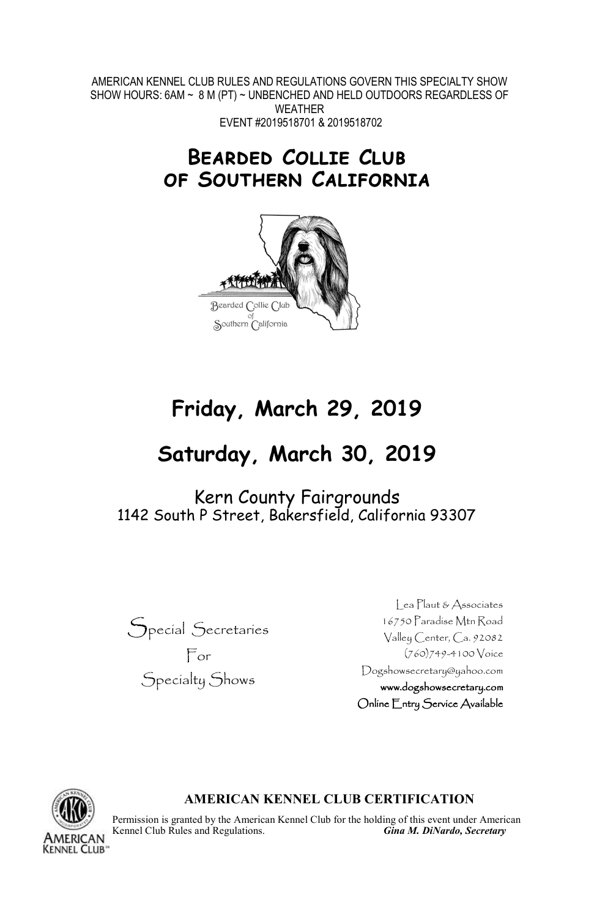AMERICAN KENNEL CLUB RULES AND REGULATIONS GOVERN THIS SPECIALTY SHOW
SHOW HOURS: 6AM ~ 8 M (PT) ~ UNBENCHED AND HELD OUTDOORS REGARDLESS OF WEATHER
EVENT #2019518701 & 2019518702

# Bearded Collie Club of Southern California

Bearded Collie Club of Southern California

## Friday, March 29, 2019

## Saturday, March 30, 2019

Kern County Fairgrounds
1142 South P Street, Bakersfield, California 93307

Special Secretaries
For
Specialty Shows

Lea Plaut & Associates
16750 Paradise Mtn Road
Valley Center, Ca. 92082
(760)749-4100 Voice
Dogshowsecretary@yahoo.com
www.dogshowsecretary.com
Online Entry Service Available

**AMERICAN KENNEL CLUB CERTIFICATION**

Permission is granted by the American Kennel Club for the holding of this event under American Kennel Club Rules and Regulations. ***Gina M. DiNardo, Secretary***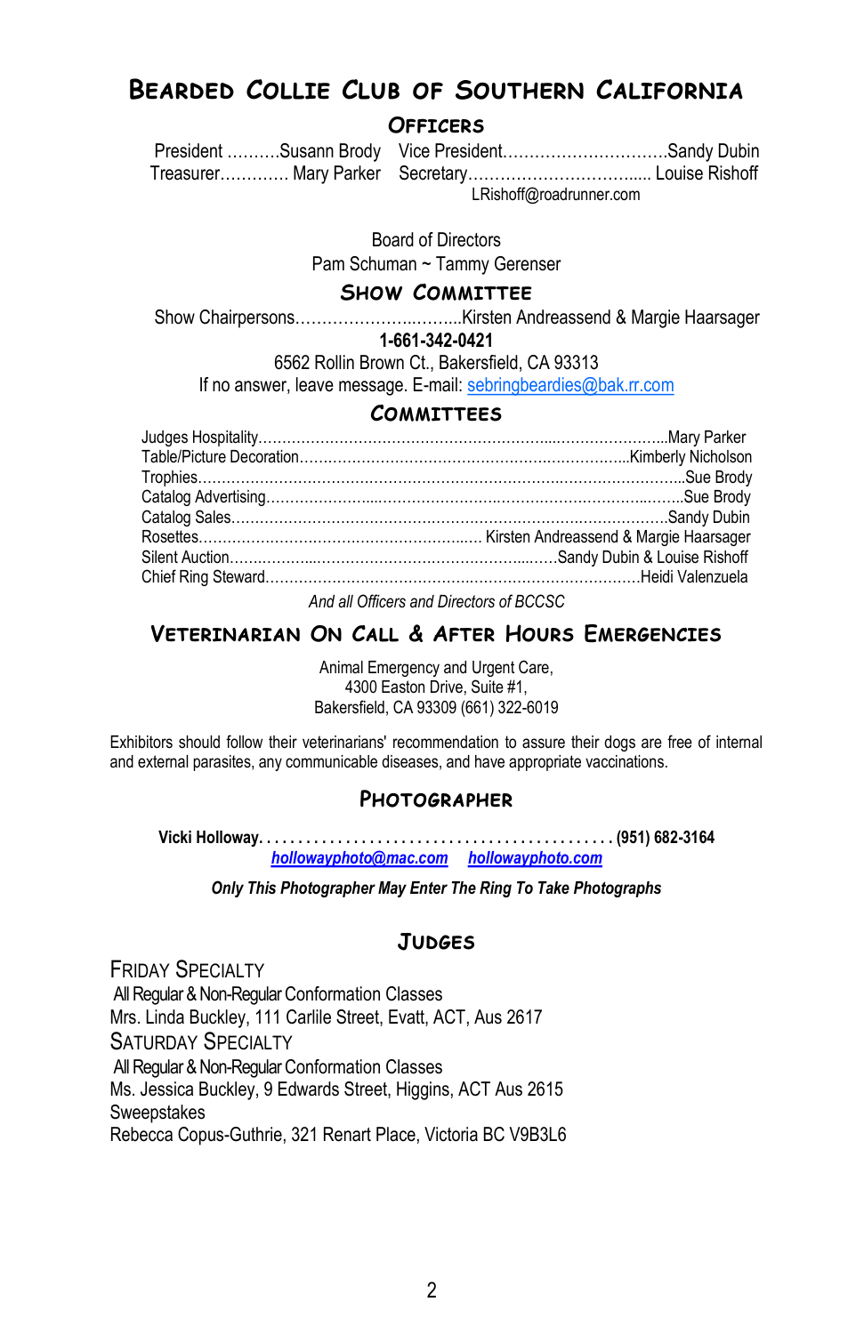# Bearded Collie Club of Southern California

## Officers

President ..........Susann Brody  Vice President..............................Sandy Dubin
Treasurer............. Mary Parker  Secretary.................................... Louise Rishoff
LRishoff@roadrunner.com

Board of Directors
Pam Schuman ~ Tammy Gerenser

## Show Committee

Show Chairpersons...........................Kirsten Andreassend & Margie Haarsager
**1-661-342-0421**
6562 Rollin Brown Ct., Bakersfield, CA 93313
If no answer, leave message. E-mail: sebringbeardies@bak.rr.com

## Committees

Judges Hospitality..................................................................................Mary Parker
Table/Picture Decoration.........................................................................Kimberly Nicholson
Trophies...................................................................................................Sue Brody
Catalog Advertising...................................................................................Sue Brody
Catalog Sales............................................................................................Sandy Dubin
Rosettes.......................................................... Kirsten Andreassend & Margie Haarsager
Silent Auction................................................................Sandy Dubin & Louise Rishoff
Chief Ring Steward...................................................................................Heidi Valenzuela

*And all Officers and Directors of BCCSC*

## Veterinarian On Call & After Hours Emergencies

Animal Emergency and Urgent Care,
4300 Easton Drive, Suite #1,
Bakersfield, CA 93309 (661) 322-6019

Exhibitors should follow their veterinarians' recommendation to assure their dogs are free of internal and external parasites, any communicable diseases, and have appropriate vaccinations.

## Photographer

**Vicki Holloway. . . . . . . . . . . . . . . . . . . . . . . . . . . . . . . . . . . . . . . . . . . . . (951) 682-3164**
***hollowayphoto@mac.com***  ***hollowayphoto.com***

***Only This Photographer May Enter The Ring To Take Photographs***

## Judges

Friday Specialty
All Regular & Non-Regular Conformation Classes
Mrs. Linda Buckley, 111 Carlile Street, Evatt, ACT, Aus 2617

Saturday Specialty
All Regular & Non-Regular Conformation Classes
Ms. Jessica Buckley, 9 Edwards Street, Higgins, ACT Aus 2615

Sweepstakes
Rebecca Copus-Guthrie, 321 Renart Place, Victoria BC V9B3L6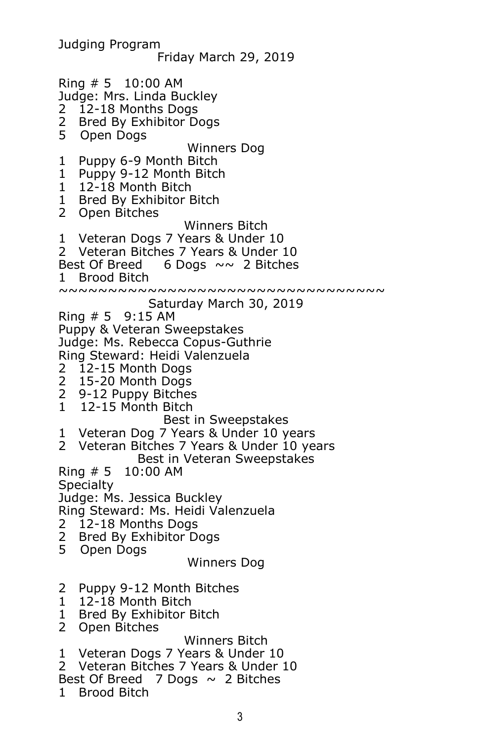Judging Program

Friday March 29, 2019

Ring # 5   10:00 AM
Judge: Mrs. Linda Buckley

2   12-18 Months Dogs
2   Bred By Exhibitor Dogs
5   Open Dogs

Winners Dog

1   Puppy 6-9 Month Bitch
1   Puppy 9-12 Month Bitch
1   12-18 Month Bitch
1   Bred By Exhibitor Bitch
2   Open Bitches

Winners Bitch

1   Veteran Dogs 7 Years & Under 10
2   Veteran Bitches 7 Years & Under 10
Best Of Breed   6 Dogs  ~~  2 Bitches
1   Brood Bitch

~~~~~~~~~~~~~~~~~~~~~~~~~~~~~~~~~~~~

Saturday March 30, 2019

Ring # 5   9:15 AM
Puppy & Veteran Sweepstakes
Judge: Ms. Rebecca Copus-Guthrie
Ring Steward: Heidi Valenzuela

2   12-15 Month Dogs
2   15-20 Month Dogs
2   9-12 Puppy Bitches
1   12-15 Month Bitch

Best in Sweepstakes

1   Veteran Dog 7 Years & Under 10 years
2   Veteran Bitches 7 Years & Under 10 years

Best in Veteran Sweepstakes

Ring # 5   10:00 AM
Specialty
Judge: Ms. Jessica Buckley
Ring Steward: Ms. Heidi Valenzuela

2   12-18 Months Dogs
2   Bred By Exhibitor Dogs
5   Open Dogs

Winners Dog

2   Puppy 9-12 Month Bitches
1   12-18 Month Bitch
1   Bred By Exhibitor Bitch
2   Open Bitches

Winners Bitch

1   Veteran Dogs 7 Years & Under 10
2   Veteran Bitches 7 Years & Under 10
Best Of Breed   7 Dogs  ~  2 Bitches
1   Brood Bitch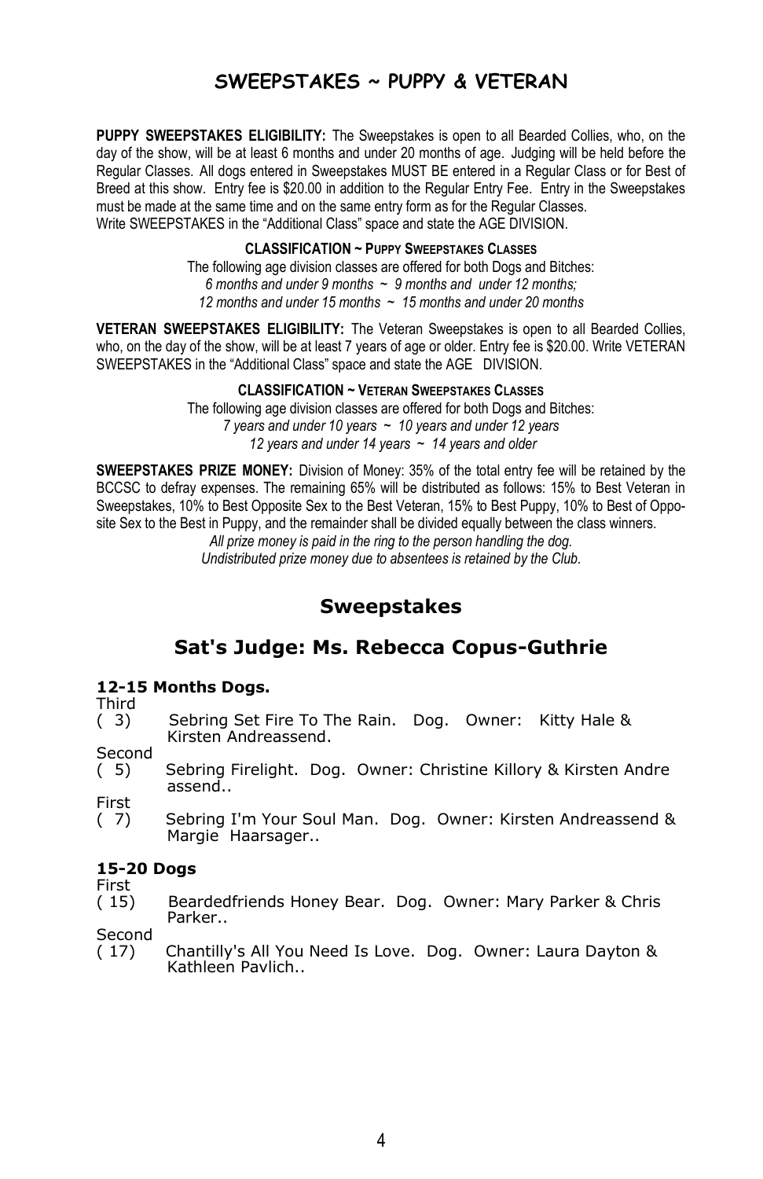# SWEEPSTAKES ~ PUPPY & VETERAN

**PUPPY SWEEPSTAKES ELIGIBILITY:** The Sweepstakes is open to all Bearded Collies, who, on the day of the show, will be at least 6 months and under 20 months of age. Judging will be held before the Regular Classes. All dogs entered in Sweepstakes MUST BE entered in a Regular Class or for Best of Breed at this show. Entry fee is $20.00 in addition to the Regular Entry Fee. Entry in the Sweepstakes must be made at the same time and on the same entry form as for the Regular Classes. Write SWEEPSTAKES in the "Additional Class" space and state the AGE DIVISION.

**CLASSIFICATION ~ PUPPY SWEEPSTAKES CLASSES**

The following age division classes are offered for both Dogs and Bitches:
*6 months and under 9 months ~ 9 months and under 12 months;*
*12 months and under 15 months ~ 15 months and under 20 months*

**VETERAN SWEEPSTAKES ELIGIBILITY:** The Veteran Sweepstakes is open to all Bearded Collies, who, on the day of the show, will be at least 7 years of age or older. Entry fee is $20.00. Write VETERAN SWEEPSTAKES in the "Additional Class" space and state the AGE DIVISION.

**CLASSIFICATION ~ VETERAN SWEEPSTAKES CLASSES**

The following age division classes are offered for both Dogs and Bitches:
*7 years and under 10 years ~ 10 years and under 12 years*
*12 years and under 14 years ~ 14 years and older*

**SWEEPSTAKES PRIZE MONEY:** Division of Money: 35% of the total entry fee will be retained by the BCCSC to defray expenses. The remaining 65% will be distributed as follows: 15% to Best Veteran in Sweepstakes, 10% to Best Opposite Sex to the Best Veteran, 15% to Best Puppy, 10% to Best of Opposite Sex to the Best in Puppy, and the remainder shall be divided equally between the class winners.

*All prize money is paid in the ring to the person handling the dog.*
*Undistributed prize money due to absentees is retained by the Club.*

## Sweepstakes

## Sat's Judge: Ms. Rebecca Copus-Guthrie

### 12-15 Months Dogs.

Third
( 3) Sebring Set Fire To The Rain. Dog. Owner: Kitty Hale & Kirsten Andreassend.

Second
( 5) Sebring Firelight. Dog. Owner: Christine Killory & Kirsten Andreassend..

First
( 7) Sebring I'm Your Soul Man. Dog. Owner: Kirsten Andreassend & Margie Haarsager..

### 15-20 Dogs

First
( 15) Beardedfriends Honey Bear. Dog. Owner: Mary Parker & Chris Parker..

Second
( 17) Chantilly's All You Need Is Love. Dog. Owner: Laura Dayton & Kathleen Pavlich..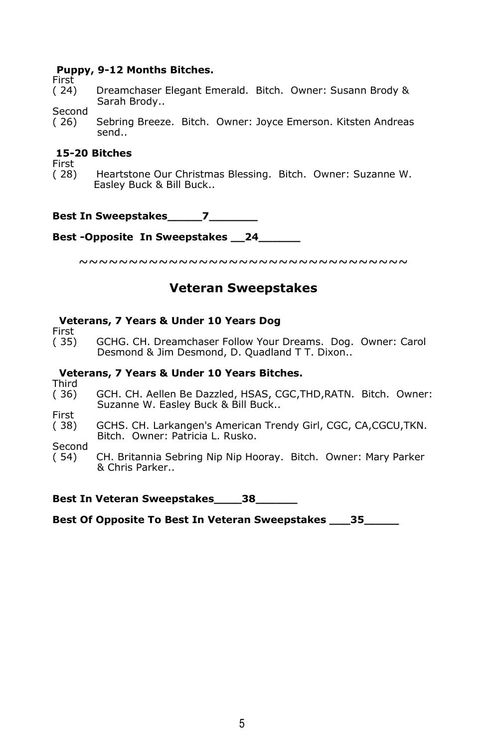**Puppy, 9-12 Months Bitches.**

First
( 24) Dreamchaser Elegant Emerald. Bitch. Owner: Susann Brody & Sarah Brody..

Second
( 26) Sebring Breeze. Bitch. Owner: Joyce Emerson. Kitsten Andreas send..

**15-20 Bitches**

First
( 28) Heartstone Our Christmas Blessing. Bitch. Owner: Suzanne W. Easley Buck & Bill Buck..

**Best In Sweepstakes_____7_______**

**Best -Opposite In Sweepstakes __24______**

~~~~~~~~~~~~~~~~~~~~~~~~~~~~~~~~~~~~

## Veteran Sweepstakes

**Veterans, 7 Years & Under 10 Years Dog**

First
( 35) GCHG. CH. Dreamchaser Follow Your Dreams. Dog. Owner: Carol Desmond & Jim Desmond, D. Quadland T T. Dixon..

**Veterans, 7 Years & Under 10 Years Bitches.**

Third
( 36) GCH. CH. Aellen Be Dazzled, HSAS, CGC,THD,RATN. Bitch. Owner: Suzanne W. Easley Buck & Bill Buck..

First
( 38) GCHS. CH. Larkangen's American Trendy Girl, CGC, CA,CGCU,TKN. Bitch. Owner: Patricia L. Rusko.

Second
( 54) CH. Britannia Sebring Nip Nip Hooray. Bitch. Owner: Mary Parker & Chris Parker..

**Best In Veteran Sweepstakes____38______**

**Best Of Opposite To Best In Veteran Sweepstakes ___35_____**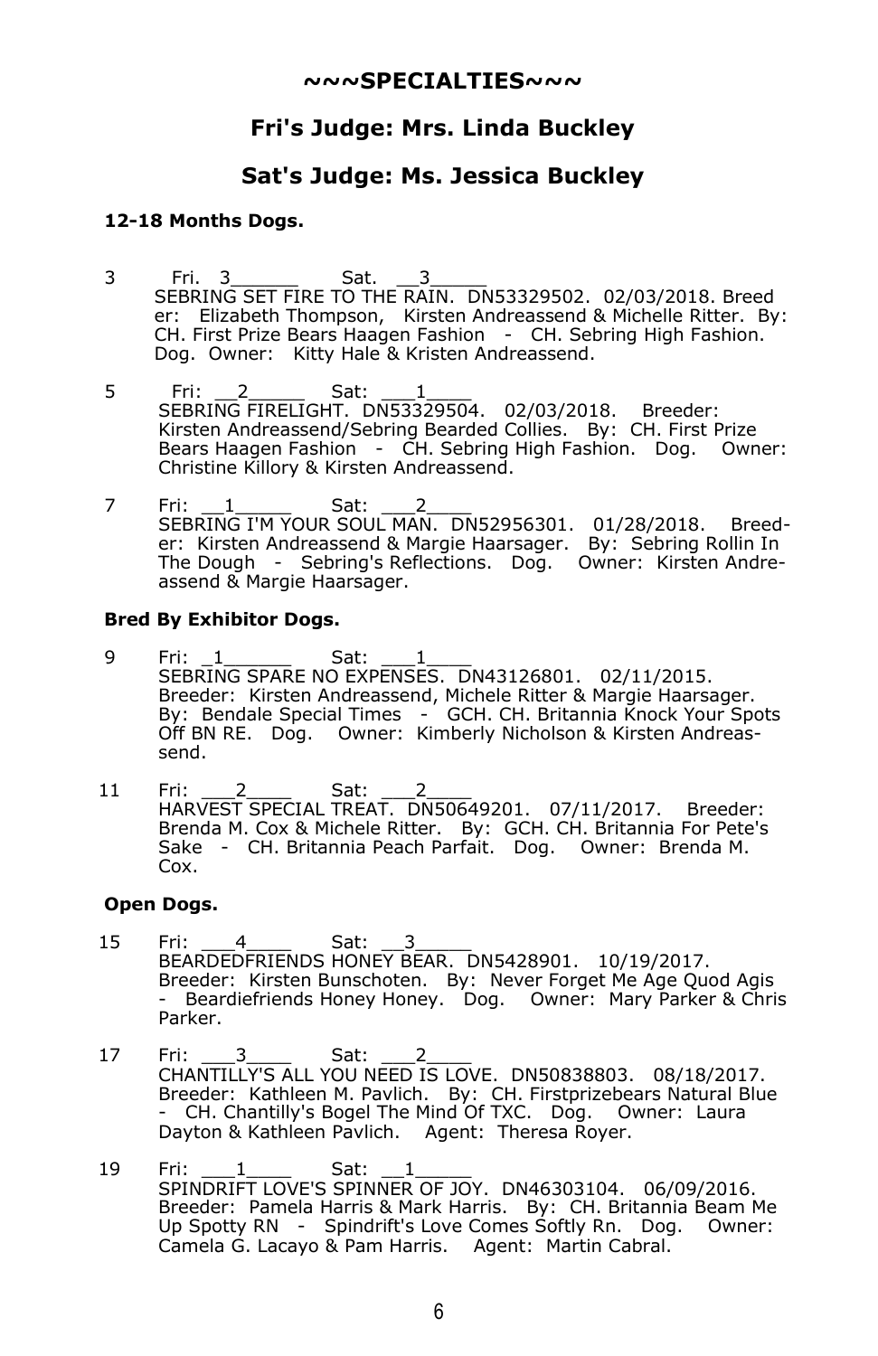## ~~~SPECIALTIES~~~

## Fri's Judge: Mrs. Linda Buckley

## Sat's Judge: Ms. Jessica Buckley

**12-18 Months Dogs.**

3 Fri. 3______ Sat. __3_____
SEBRING SET FIRE TO THE RAIN. DN53329502. 02/03/2018. Breeder: Elizabeth Thompson, Kirsten Andreassend & Michelle Ritter. By: CH. First Prize Bears Haagen Fashion - CH. Sebring High Fashion. Dog. Owner: Kitty Hale & Kristen Andreassend.

5 Fri: __2_____ Sat: ___1____
SEBRING FIRELIGHT. DN53329504. 02/03/2018. Breeder: Kirsten Andreassend/Sebring Bearded Collies. By: CH. First Prize Bears Haagen Fashion - CH. Sebring High Fashion. Dog. Owner: Christine Killory & Kirsten Andreassend.

7 Fri: __1_____ Sat: ___2____
SEBRING I'M YOUR SOUL MAN. DN52956301. 01/28/2018. Breeder: Kirsten Andreassend & Margie Haarsager. By: Sebring Rollin In The Dough - Sebring's Reflections. Dog. Owner: Kirsten Andreassend & Margie Haarsager.

**Bred By Exhibitor Dogs.**

9 Fri: _1______ Sat: ___1____
SEBRING SPARE NO EXPENSES. DN43126801. 02/11/2015. Breeder: Kirsten Andreassend, Michele Ritter & Margie Haarsager. By: Bendale Special Times - GCH. CH. Britannia Knock Your Spots Off BN RE. Dog. Owner: Kimberly Nicholson & Kirsten Andreassend.

11 Fri: ___2____ Sat: ___2____
HARVEST SPECIAL TREAT. DN50649201. 07/11/2017. Breeder: Brenda M. Cox & Michele Ritter. By: GCH. CH. Britannia For Pete's Sake - CH. Britannia Peach Parfait. Dog. Owner: Brenda M. Cox.

**Open Dogs.**

15 Fri: ___4____ Sat: __3_____
BEARDEDFRIENDS HONEY BEAR. DN5428901. 10/19/2017. Breeder: Kirsten Bunschoten. By: Never Forget Me Age Quod Agis - Beardiefriends Honey Honey. Dog. Owner: Mary Parker & Chris Parker.

17 Fri: ___3____ Sat: ___2____
CHANTILLY'S ALL YOU NEED IS LOVE. DN50838803. 08/18/2017. Breeder: Kathleen M. Pavlich. By: CH. Firstprizebears Natural Blue - CH. Chantilly's Bogel The Mind Of TXC. Dog. Owner: Laura Dayton & Kathleen Pavlich. Agent: Theresa Royer.

19 Fri: ___1____ Sat: __1_____
SPINDRIFT LOVE'S SPINNER OF JOY. DN46303104. 06/09/2016. Breeder: Pamela Harris & Mark Harris. By: CH. Britannia Beam Me Up Spotty RN - Spindrift's Love Comes Softly Rn. Dog. Owner: Camela G. Lacayo & Pam Harris. Agent: Martin Cabral.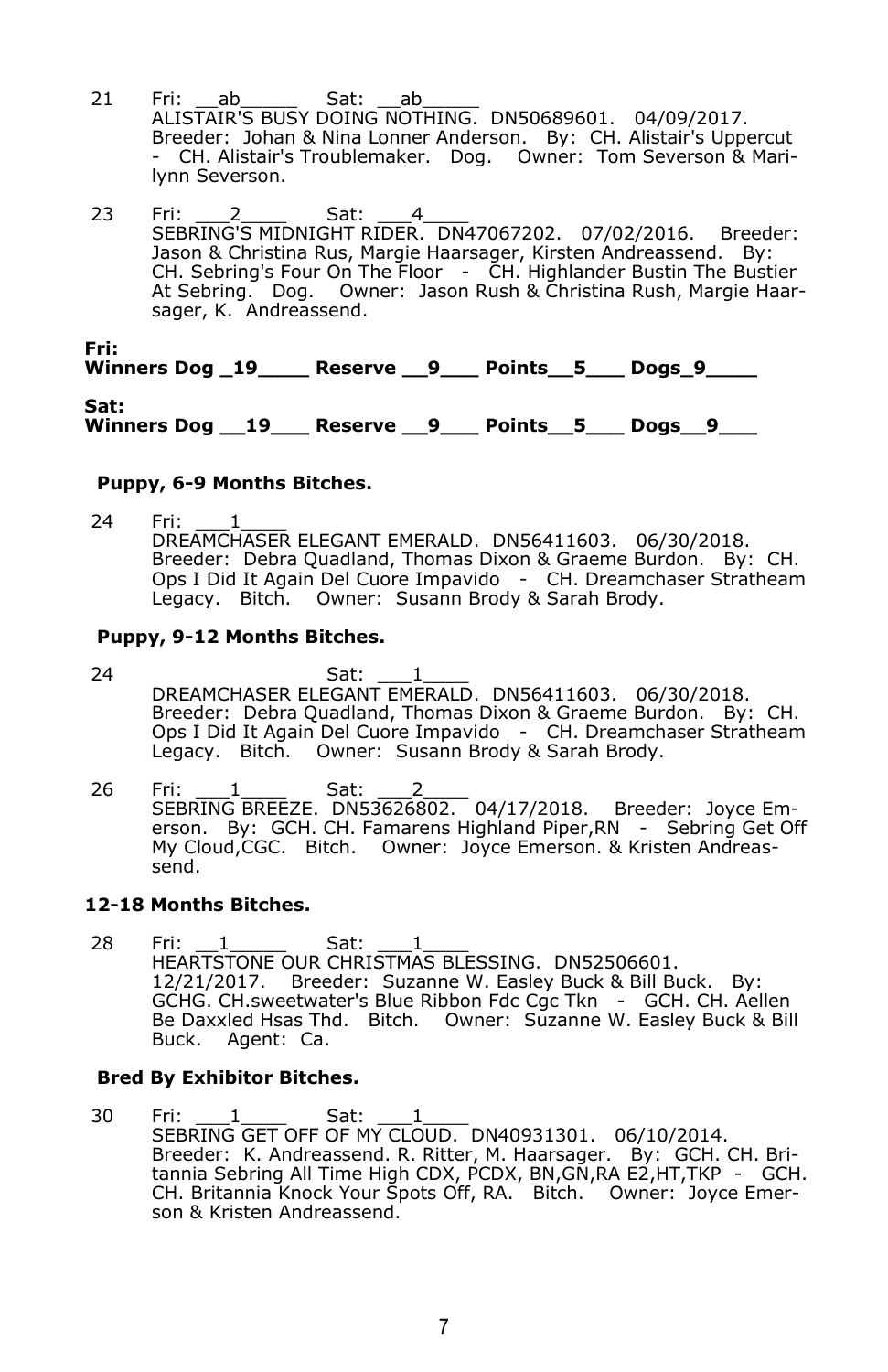21 Fri: \_\_ab\_\_\_\_\_ Sat: \_\_ab\_\_\_\_\_
ALISTAIR'S BUSY DOING NOTHING. DN50689601. 04/09/2017. Breeder: Johan & Nina Lonner Anderson. By: CH. Alistair's Uppercut - CH. Alistair's Troublemaker. Dog. Owner: Tom Severson & Marilynn Severson.

23 Fri: \_\_\_2\_\_\_\_ Sat: \_\_\_4\_\_\_\_
SEBRING'S MIDNIGHT RIDER. DN47067202. 07/02/2016. Breeder: Jason & Christina Rus, Margie Haarsager, Kirsten Andreassend. By: CH. Sebring's Four On The Floor - CH. Highlander Bustin The Bustier At Sebring. Dog. Owner: Jason Rush & Christina Rush, Margie Haarsager, K. Andreassend.

**Fri:**
**Winners Dog \_19\_\_\_\_ Reserve \_\_9\_\_\_ Points\_\_5\_\_\_ Dogs\_9\_\_\_\_**

**Sat:**
**Winners Dog \_\_19\_\_\_ Reserve \_\_9\_\_\_ Points\_\_5\_\_\_ Dogs\_\_9\_\_\_**

### Puppy, 6-9 Months Bitches.

24 Fri: \_\_\_1\_\_\_\_
DREAMCHASER ELEGANT EMERALD. DN56411603. 06/30/2018. Breeder: Debra Quadland, Thomas Dixon & Graeme Burdon. By: CH. Ops I Did It Again Del Cuore Impavido - CH. Dreamchaser Stratheam Legacy. Bitch. Owner: Susann Brody & Sarah Brody.

### Puppy, 9-12 Months Bitches.

24 Sat: \_\_\_1\_\_\_\_
DREAMCHASER ELEGANT EMERALD. DN56411603. 06/30/2018. Breeder: Debra Quadland, Thomas Dixon & Graeme Burdon. By: CH. Ops I Did It Again Del Cuore Impavido - CH. Dreamchaser Stratheam Legacy. Bitch. Owner: Susann Brody & Sarah Brody.

26 Fri: \_\_\_1\_\_\_\_ Sat: \_\_\_2\_\_\_\_
SEBRING BREEZE. DN53626802. 04/17/2018. Breeder: Joyce Emerson. By: GCH. CH. Famarens Highland Piper,RN - Sebring Get Off My Cloud,CGC. Bitch. Owner: Joyce Emerson. & Kristen Andreassend.

### 12-18 Months Bitches.

28 Fri: \_\_1\_\_\_\_\_ Sat: \_\_\_1\_\_\_\_
HEARTSTONE OUR CHRISTMAS BLESSING. DN52506601. 12/21/2017. Breeder: Suzanne W. Easley Buck & Bill Buck. By: GCHG. CH.sweetwater's Blue Ribbon Fdc Cgc Tkn - GCH. CH. Aellen Be Daxxled Hsas Thd. Bitch. Owner: Suzanne W. Easley Buck & Bill Buck. Agent: Ca.

### Bred By Exhibitor Bitches.

30 Fri: \_\_\_1\_\_\_\_ Sat: \_\_\_1\_\_\_\_
SEBRING GET OFF OF MY CLOUD. DN40931301. 06/10/2014. Breeder: K. Andreassend. R. Ritter, M. Haarsager. By: GCH. CH. Britannia Sebring All Time High CDX, PCDX, BN,GN,RA E2,HT,TKP - GCH. CH. Britannia Knock Your Spots Off, RA. Bitch. Owner: Joyce Emerson & Kristen Andreassend.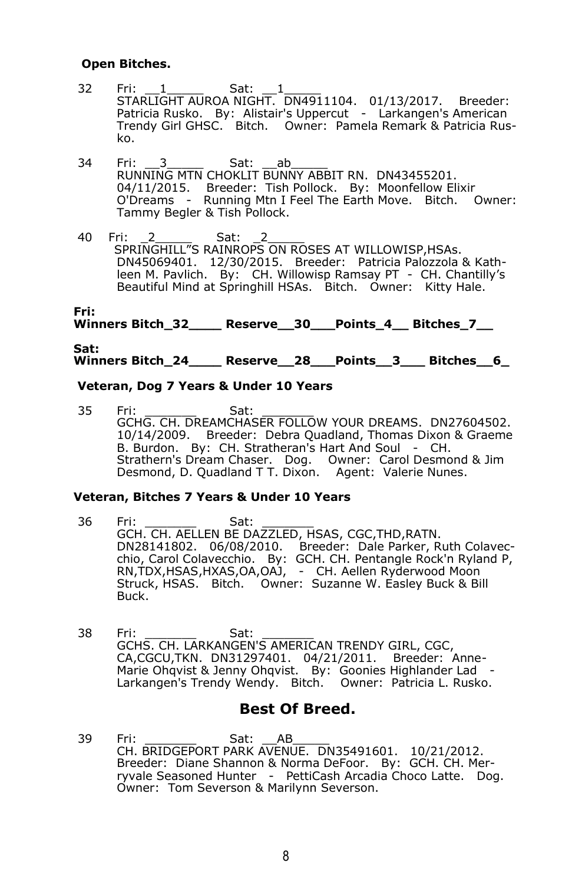**Open Bitches.**

32 Fri: \_\_1\_\_\_\_\_ Sat: \_\_1\_\_\_\_\_
STARLIGHT AUROA NIGHT. DN4911104. 01/13/2017. Breeder: Patricia Rusko. By: Alistair's Uppercut - Larkangen's American Trendy Girl GHSC. Bitch. Owner: Pamela Remark & Patricia Rusko.

34 Fri: \_\_3\_\_\_\_\_ Sat: \_\_ab\_\_\_\_\_
RUNNING MTN CHOKLIT BUNNY ABBIT RN. DN43455201. 04/11/2015. Breeder: Tish Pollock. By: Moonfellow Elixir O'Dreams - Running Mtn I Feel The Earth Move. Bitch. Owner: Tammy Begler & Tish Pollock.

40 Fri: \_2\_\_\_\_\_ Sat: \_2\_\_\_\_\_
SPRINGHILL"S RAINROPS ON ROSES AT WILLOWISP,HSAs. DN45069401. 12/30/2015. Breeder: Patricia Palozzola & Kathleen M. Pavlich. By: CH. Willowisp Ramsay PT - CH. Chantilly's Beautiful Mind at Springhill HSAs. Bitch. Owner: Kitty Hale.

**Fri:**
**Winners Bitch\_32\_\_\_\_ Reserve\_\_30\_\_\_Points\_4\_\_ Bitches\_7\_\_**

**Sat:**
**Winners Bitch\_24\_\_\_\_ Reserve\_\_28\_\_\_Points\_\_3\_\_\_ Bitches\_\_6\_**

**Veteran, Dog 7 Years & Under 10 Years**

35 Fri: \_\_\_\_\_\_\_ Sat: \_\_\_\_\_\_\_
GCHG. CH. DREAMCHASER FOLLOW YOUR DREAMS. DN27604502. 10/14/2009. Breeder: Debra Quadland, Thomas Dixon & Graeme B. Burdon. By: CH. Stratheran's Hart And Soul - CH. Strathern's Dream Chaser. Dog. Owner: Carol Desmond & Jim Desmond, D. Quadland T T. Dixon. Agent: Valerie Nunes.

**Veteran, Bitches 7 Years & Under 10 Years**

36 Fri: \_\_\_\_\_\_\_ Sat: \_\_\_\_\_\_\_
GCH. CH. AELLEN BE DAZZLED, HSAS, CGC,THD,RATN. DN28141802. 06/08/2010. Breeder: Dale Parker, Ruth Colavecchio, Carol Colavecchio. By: GCH. CH. Pentangle Rock'n Ryland P, RN,TDX,HSAS,HXAS,OA,OAJ, - CH. Aellen Ryderwood Moon Struck, HSAS. Bitch. Owner: Suzanne W. Easley Buck & Bill Buck.

38 Fri: \_\_\_\_\_\_\_ Sat: \_\_\_\_\_\_\_
GCHS. CH. LARKANGEN'S AMERICAN TRENDY GIRL, CGC, CA,CGCU,TKN. DN31297401. 04/21/2011. Breeder: Anne-Marie Ohqvist & Jenny Ohqvist. By: Goonies Highlander Lad - Larkangen's Trendy Wendy. Bitch. Owner: Patricia L. Rusko.

## Best Of Breed.

39 Fri: \_\_\_\_\_\_\_ Sat: \_\_AB\_\_\_\_\_
CH. BRIDGEPORT PARK AVENUE. DN35491601. 10/21/2012. Breeder: Diane Shannon & Norma DeFoor. By: GCH. CH. Merryvale Seasoned Hunter - PettiCash Arcadia Choco Latte. Dog. Owner: Tom Severson & Marilynn Severson.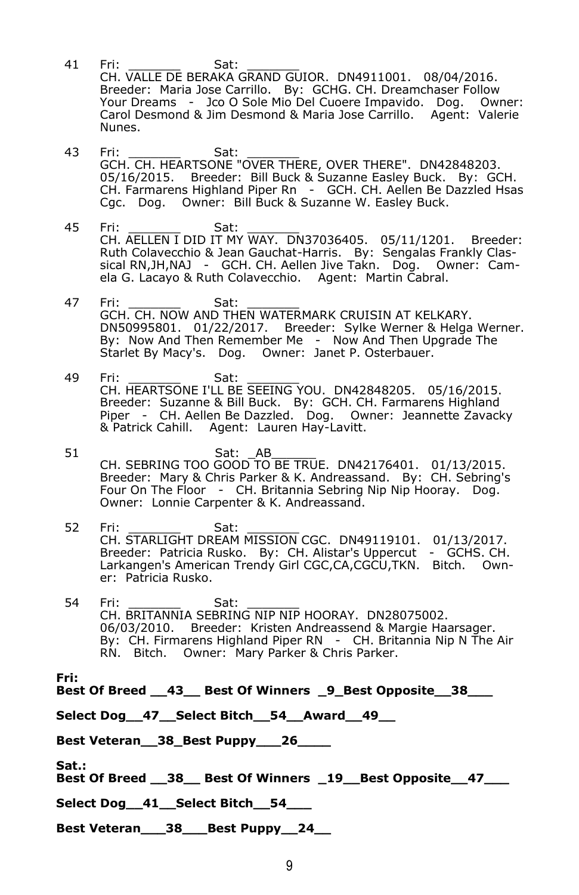41 Fri: _______ Sat: _______
CH. VALLE DE BERAKA GRAND GUIOR. DN4911001. 08/04/2016. Breeder: Maria Jose Carrillo. By: GCHG. CH. Dreamchaser Follow Your Dreams - Jco O Sole Mio Del Cuoere Impavido. Dog. Owner: Carol Desmond & Jim Desmond & Maria Jose Carrillo. Agent: Valerie Nunes.

43 Fri: _______ Sat: _______
GCH. CH. HEARTSONE "OVER THERE, OVER THERE". DN42848203. 05/16/2015. Breeder: Bill Buck & Suzanne Easley Buck. By: GCH. CH. Farmarens Highland Piper Rn - GCH. CH. Aellen Be Dazzled Hsas Cgc. Dog. Owner: Bill Buck & Suzanne W. Easley Buck.

45 Fri: _______ Sat: _______
CH. AELLEN I DID IT MY WAY. DN37036405. 05/11/1201. Breeder: Ruth Colavecchio & Jean Gauchat-Harris. By: Sengalas Frankly Classical RN,JH,NAJ - GCH. CH. Aellen Jive Takn. Dog. Owner: Camela G. Lacayo & Ruth Colavecchio. Agent: Martin Cabral.

47 Fri: _______ Sat: _______
GCH. CH. NOW AND THEN WATERMARK CRUISIN AT KELKARY. DN50995801. 01/22/2017. Breeder: Sylke Werner & Helga Werner. By: Now And Then Remember Me - Now And Then Upgrade The Starlet By Macy's. Dog. Owner: Janet P. Osterbauer.

49 Fri: _______ Sat: _______
CH. HEARTSONE I'LL BE SEEING YOU. DN42848205. 05/16/2015. Breeder: Suzanne & Bill Buck. By: GCH. CH. Farmarens Highland Piper - CH. Aellen Be Dazzled. Dog. Owner: Jeannette Zavacky & Patrick Cahill. Agent: Lauren Hay-Lavitt.

51 Sat: _AB______
CH. SEBRING TOO GOOD TO BE TRUE. DN42176401. 01/13/2015. Breeder: Mary & Chris Parker & K. Andreassand. By: CH. Sebring's Four On The Floor - CH. Britannia Sebring Nip Nip Hooray. Dog. Owner: Lonnie Carpenter & K. Andreassand.

52 Fri: _______ Sat: _______
CH. STARLIGHT DREAM MISSION CGC. DN49119101. 01/13/2017. Breeder: Patricia Rusko. By: CH. Alistar's Uppercut - GCHS. CH. Larkangen's American Trendy Girl CGC,CA,CGCU,TKN. Bitch. Owner: Patricia Rusko.

54 Fri: _______ Sat: _______
CH. BRITANNIA SEBRING NIP NIP HOORAY. DN28075002. 06/03/2010. Breeder: Kristen Andreassend & Margie Haarsager. By: CH. Firmarens Highland Piper RN - CH. Britannia Nip N The Air RN. Bitch. Owner: Mary Parker & Chris Parker.

**Fri:**
**Best Of Breed __43__ Best Of Winners _9_Best Opposite__38___**

**Select Dog__47__Select Bitch__54__Award__49__**

**Best Veteran__38_Best Puppy___26____**

**Sat.:**
**Best Of Breed __38__ Best Of Winners _19__Best Opposite__47___**

**Select Dog__41__Select Bitch__54___**

**Best Veteran___38___Best Puppy__24__**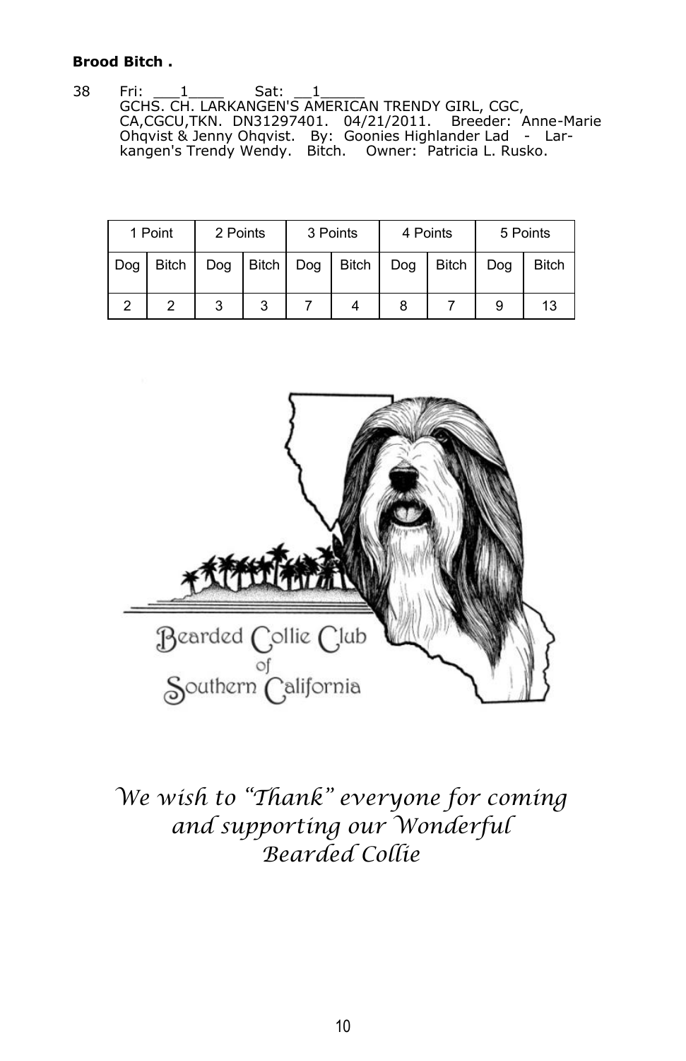**Brood Bitch .**

38 Fri: ___1____ Sat: __1_____
GCHS. CH. LARKANGEN'S AMERICAN TRENDY GIRL, CGC, CA,CGCU,TKN. DN31297401. 04/21/2011. Breeder: Anne-Marie Ohqvist & Jenny Ohqvist. By: Goonies Highlander Lad - Larkangen's Trendy Wendy. Bitch. Owner: Patricia L. Rusko.

| 1 Point | | 2 Points | | 3 Points | | 4 Points | | 5 Points | |
|---|---|---|---|---|---|---|---|---|---|
| Dog | Bitch | Dog | Bitch | Dog | Bitch | Dog | Bitch | Dog | Bitch |
| 2 | 2 | 3 | 3 | 7 | 4 | 8 | 7 | 9 | 13 |

Bearded Collie Club of Southern California

*We wish to "Thank" everyone for coming and supporting our Wonderful Bearded Collie*